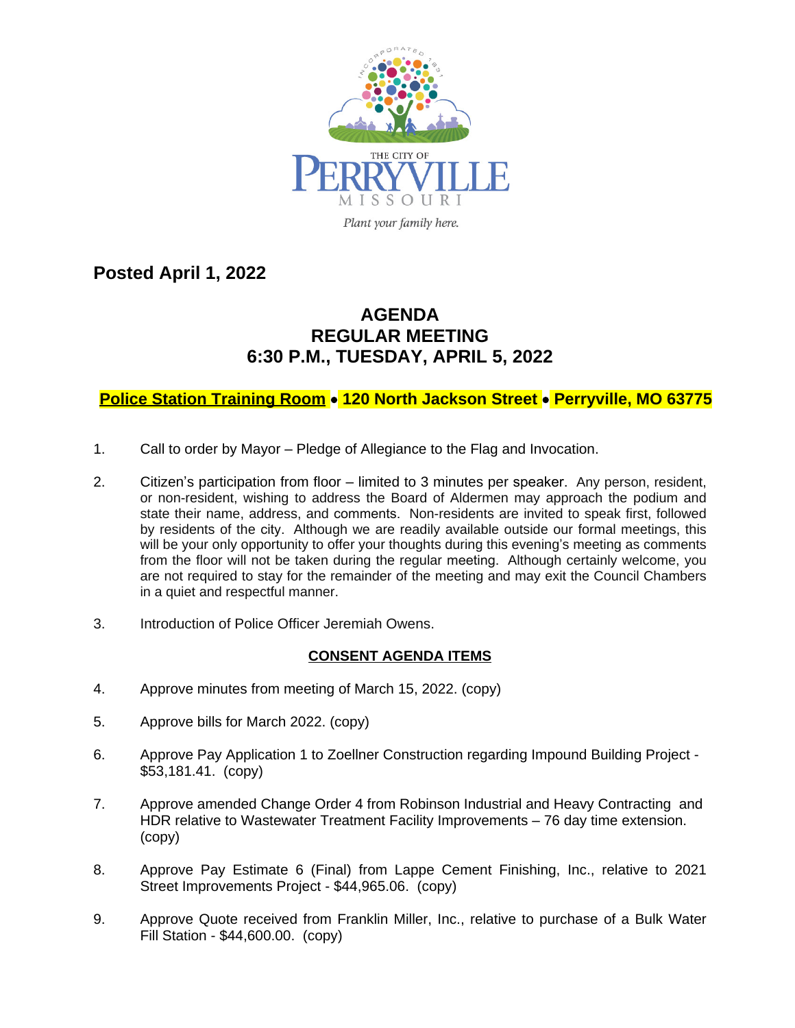THE CITY OF PERRYVILLE MISSOURI

*Plant your family here.*

**Posted April 1, 2022**

# AGENDA
# REGULAR MEETING
# 6:30 P.M., TUESDAY, APRIL 5, 2022

**Police Station Training Room • 120 North Jackson Street • Perryville, MO 63775**

1. Call to order by Mayor – Pledge of Allegiance to the Flag and Invocation.

2. Citizen's participation from floor – limited to 3 minutes per speaker. Any person, resident, or non-resident, wishing to address the Board of Aldermen may approach the podium and state their name, address, and comments. Non-residents are invited to speak first, followed by residents of the city. Although we are readily available outside our formal meetings, this will be your only opportunity to offer your thoughts during this evening's meeting as comments from the floor will not be taken during the regular meeting. Although certainly welcome, you are not required to stay for the remainder of the meeting and may exit the Council Chambers in a quiet and respectful manner.

3. Introduction of Police Officer Jeremiah Owens.

## CONSENT AGENDA ITEMS

4. Approve minutes from meeting of March 15, 2022. (copy)

5. Approve bills for March 2022. (copy)

6. Approve Pay Application 1 to Zoellner Construction regarding Impound Building Project - $53,181.41. (copy)

7. Approve amended Change Order 4 from Robinson Industrial and Heavy Contracting and HDR relative to Wastewater Treatment Facility Improvements – 76 day time extension. (copy)

8. Approve Pay Estimate 6 (Final) from Lappe Cement Finishing, Inc., relative to 2021 Street Improvements Project - $44,965.06. (copy)

9. Approve Quote received from Franklin Miller, Inc., relative to purchase of a Bulk Water Fill Station - $44,600.00. (copy)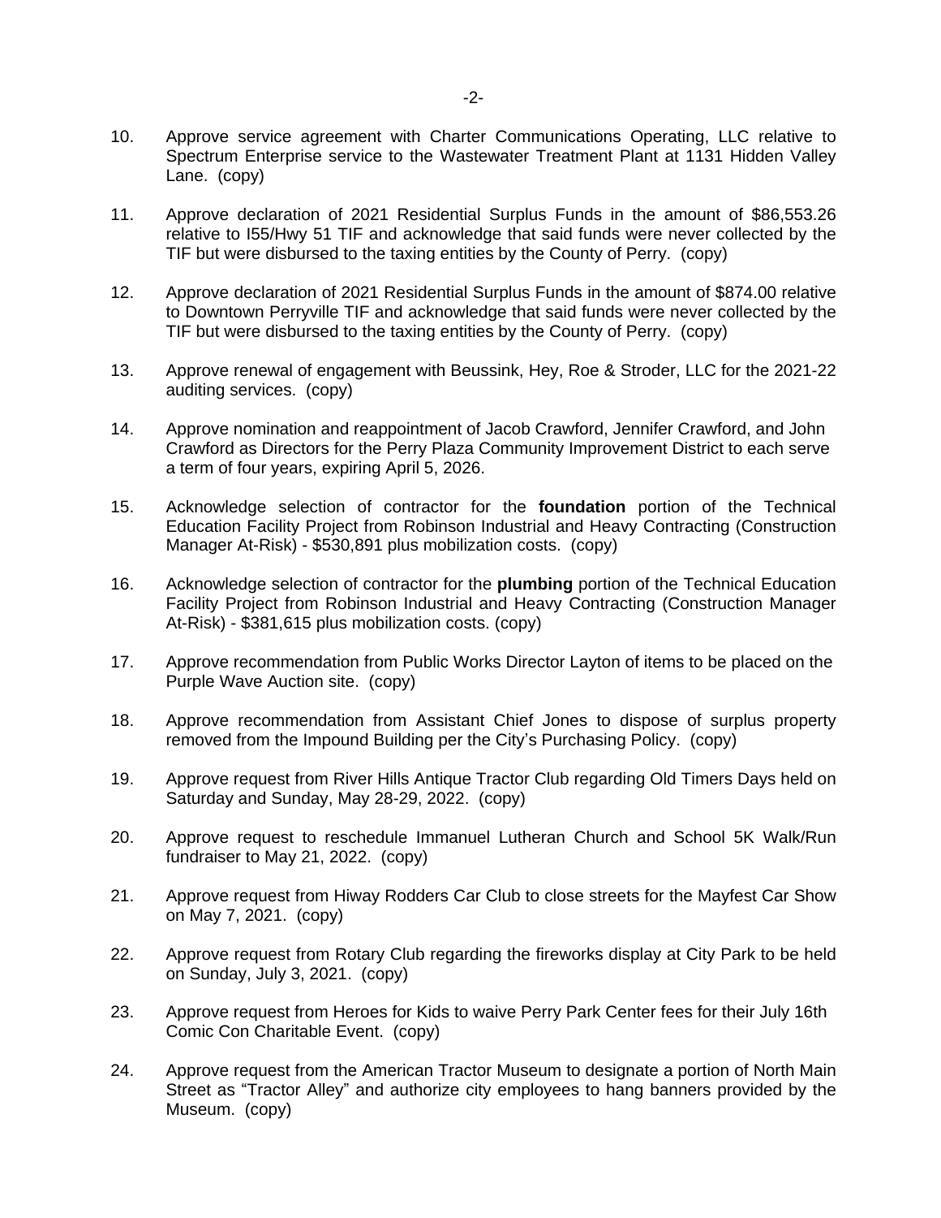10. Approve service agreement with Charter Communications Operating, LLC relative to Spectrum Enterprise service to the Wastewater Treatment Plant at 1131 Hidden Valley Lane. (copy)

11. Approve declaration of 2021 Residential Surplus Funds in the amount of $86,553.26 relative to I55/Hwy 51 TIF and acknowledge that said funds were never collected by the TIF but were disbursed to the taxing entities by the County of Perry. (copy)

12. Approve declaration of 2021 Residential Surplus Funds in the amount of $874.00 relative to Downtown Perryville TIF and acknowledge that said funds were never collected by the TIF but were disbursed to the taxing entities by the County of Perry. (copy)

13. Approve renewal of engagement with Beussink, Hey, Roe & Stroder, LLC for the 2021-22 auditing services. (copy)

14. Approve nomination and reappointment of Jacob Crawford, Jennifer Crawford, and John Crawford as Directors for the Perry Plaza Community Improvement District to each serve a term of four years, expiring April 5, 2026.

15. Acknowledge selection of contractor for the **foundation** portion of the Technical Education Facility Project from Robinson Industrial and Heavy Contracting (Construction Manager At-Risk) - $530,891 plus mobilization costs. (copy)

16. Acknowledge selection of contractor for the **plumbing** portion of the Technical Education Facility Project from Robinson Industrial and Heavy Contracting (Construction Manager At-Risk) - $381,615 plus mobilization costs. (copy)

17. Approve recommendation from Public Works Director Layton of items to be placed on the Purple Wave Auction site. (copy)

18. Approve recommendation from Assistant Chief Jones to dispose of surplus property removed from the Impound Building per the City's Purchasing Policy. (copy)

19. Approve request from River Hills Antique Tractor Club regarding Old Timers Days held on Saturday and Sunday, May 28-29, 2022. (copy)

20. Approve request to reschedule Immanuel Lutheran Church and School 5K Walk/Run fundraiser to May 21, 2022. (copy)

21. Approve request from Hiway Rodders Car Club to close streets for the Mayfest Car Show on May 7, 2021. (copy)

22. Approve request from Rotary Club regarding the fireworks display at City Park to be held on Sunday, July 3, 2021. (copy)

23. Approve request from Heroes for Kids to waive Perry Park Center fees for their July 16th Comic Con Charitable Event. (copy)

24. Approve request from the American Tractor Museum to designate a portion of North Main Street as "Tractor Alley" and authorize city employees to hang banners provided by the Museum. (copy)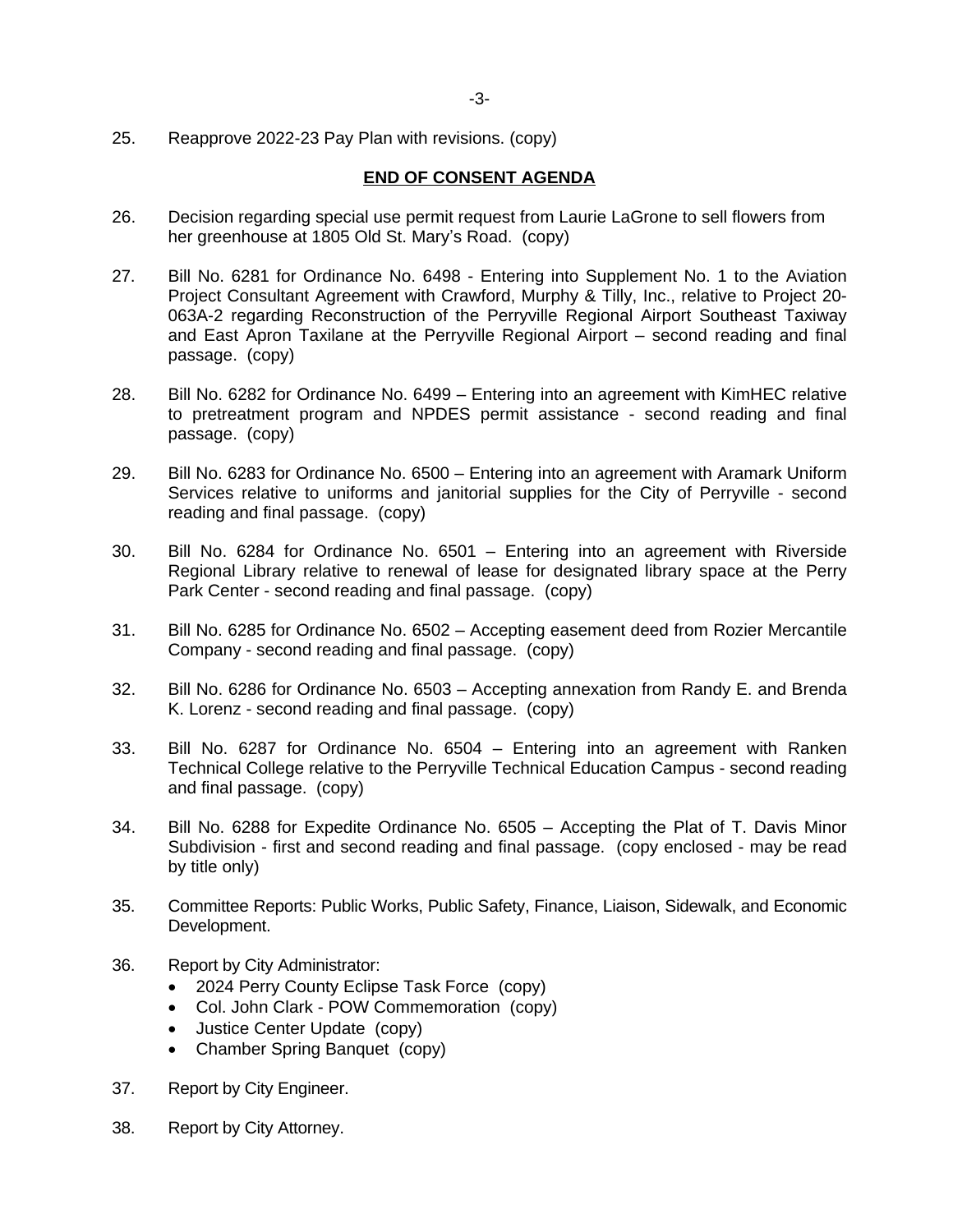25. Reapprove 2022-23 Pay Plan with revisions. (copy)

**END OF CONSENT AGENDA**

26. Decision regarding special use permit request from Laurie LaGrone to sell flowers from her greenhouse at 1805 Old St. Mary's Road. (copy)

27. Bill No. 6281 for Ordinance No. 6498 - Entering into Supplement No. 1 to the Aviation Project Consultant Agreement with Crawford, Murphy & Tilly, Inc., relative to Project 20-063A-2 regarding Reconstruction of the Perryville Regional Airport Southeast Taxiway and East Apron Taxilane at the Perryville Regional Airport – second reading and final passage. (copy)

28. Bill No. 6282 for Ordinance No. 6499 – Entering into an agreement with KimHEC relative to pretreatment program and NPDES permit assistance - second reading and final passage. (copy)

29. Bill No. 6283 for Ordinance No. 6500 – Entering into an agreement with Aramark Uniform Services relative to uniforms and janitorial supplies for the City of Perryville - second reading and final passage. (copy)

30. Bill No. 6284 for Ordinance No. 6501 – Entering into an agreement with Riverside Regional Library relative to renewal of lease for designated library space at the Perry Park Center - second reading and final passage. (copy)

31. Bill No. 6285 for Ordinance No. 6502 – Accepting easement deed from Rozier Mercantile Company - second reading and final passage. (copy)

32. Bill No. 6286 for Ordinance No. 6503 – Accepting annexation from Randy E. and Brenda K. Lorenz - second reading and final passage. (copy)

33. Bill No. 6287 for Ordinance No. 6504 – Entering into an agreement with Ranken Technical College relative to the Perryville Technical Education Campus - second reading and final passage. (copy)

34. Bill No. 6288 for Expedite Ordinance No. 6505 – Accepting the Plat of T. Davis Minor Subdivision - first and second reading and final passage. (copy enclosed - may be read by title only)

35. Committee Reports: Public Works, Public Safety, Finance, Liaison, Sidewalk, and Economic Development.

36. Report by City Administrator:
    - 2024 Perry County Eclipse Task Force (copy)
    - Col. John Clark - POW Commemoration (copy)
    - Justice Center Update (copy)
    - Chamber Spring Banquet (copy)

37. Report by City Engineer.

38. Report by City Attorney.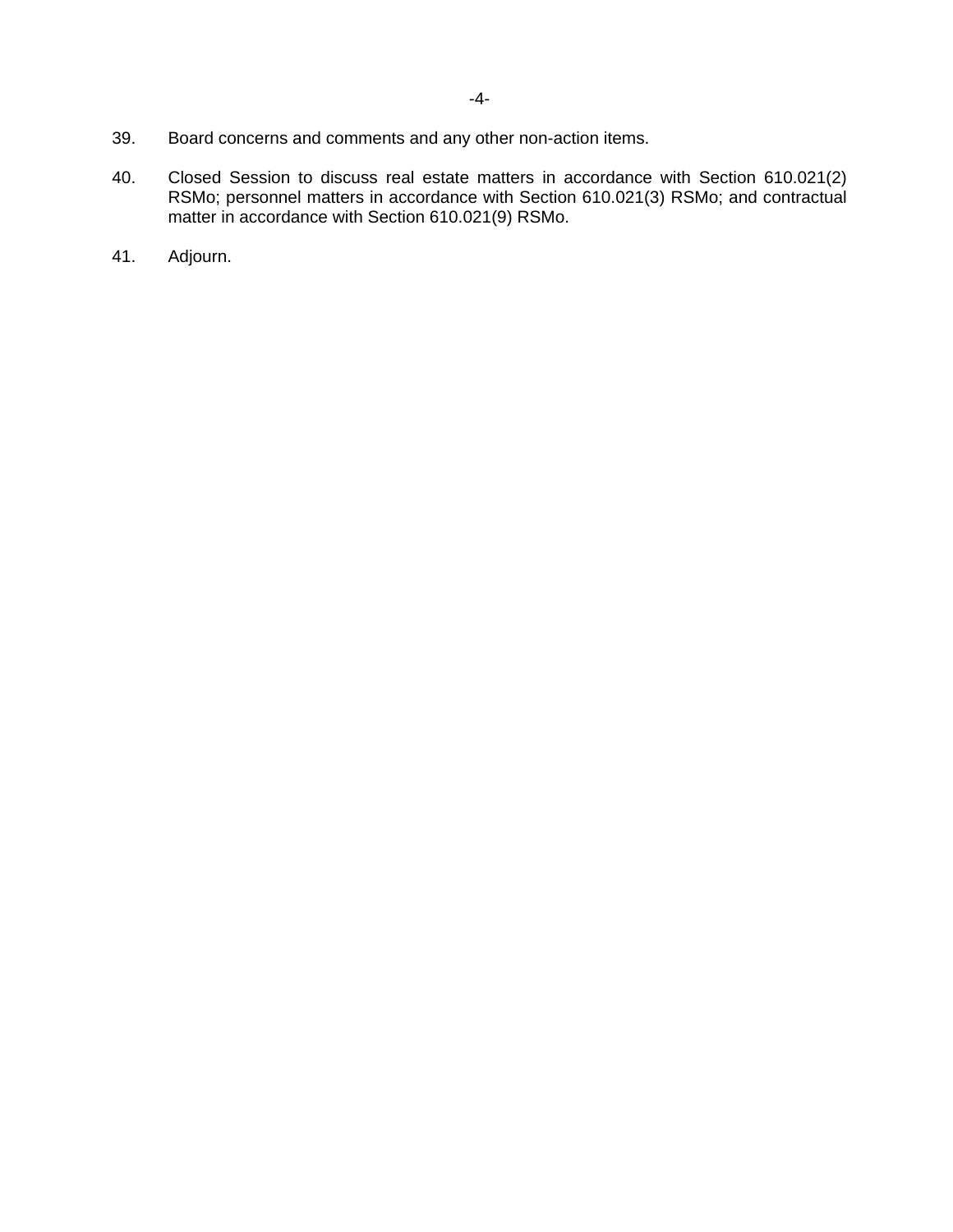39. Board concerns and comments and any other non-action items.

40. Closed Session to discuss real estate matters in accordance with Section 610.021(2) RSMo; personnel matters in accordance with Section 610.021(3) RSMo; and contractual matter in accordance with Section 610.021(9) RSMo.

41. Adjourn.